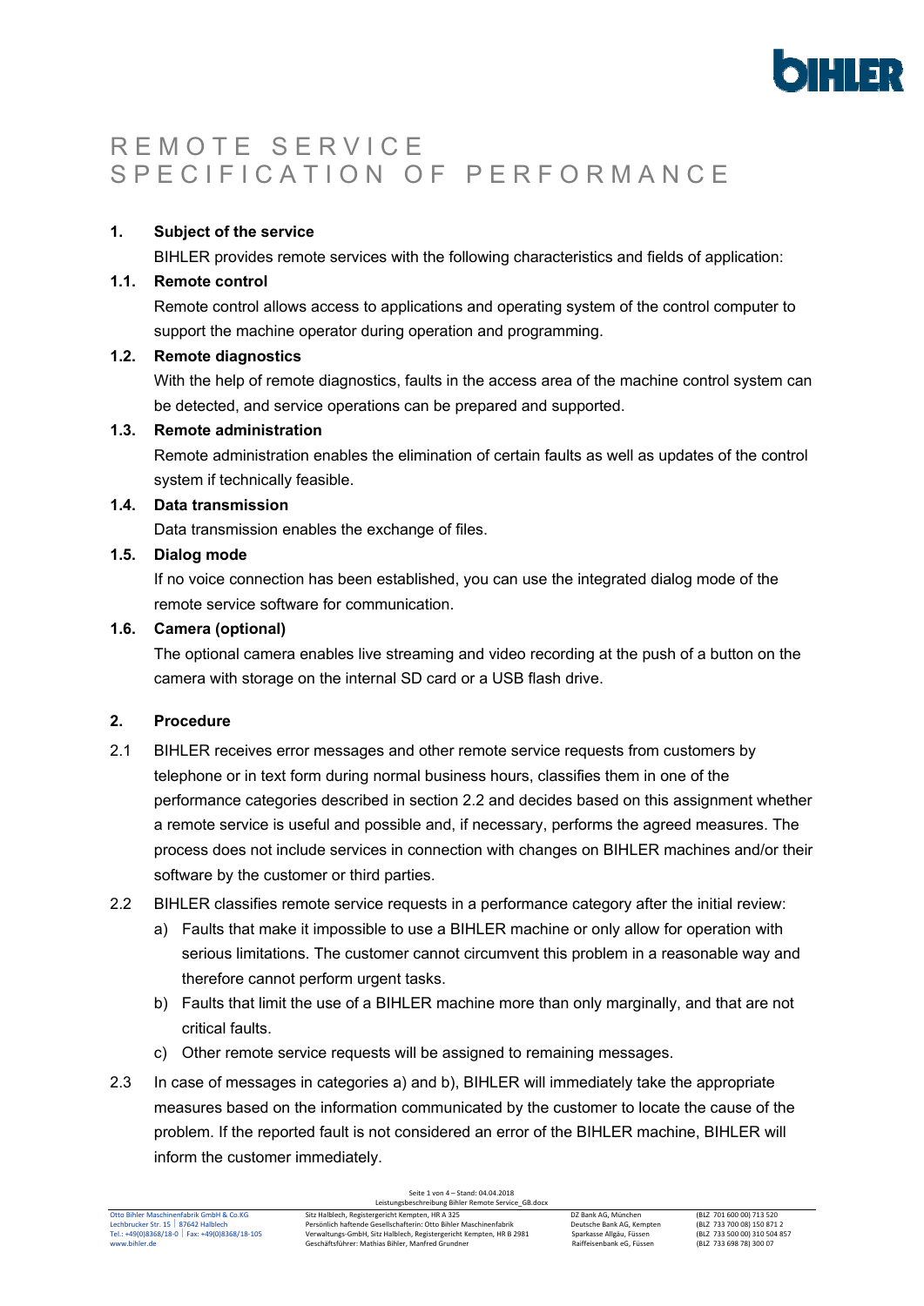# REMOTE SERVICE
# SPECIFICATION OF PERFORMANCE

## 1. Subject of the service

BIHLER provides remote services with the following characteristics and fields of application:

### 1.1. Remote control

Remote control allows access to applications and operating system of the control computer to support the machine operator during operation and programming.

### 1.2. Remote diagnostics

With the help of remote diagnostics, faults in the access area of the machine control system can be detected, and service operations can be prepared and supported.

### 1.3. Remote administration

Remote administration enables the elimination of certain faults as well as updates of the control system if technically feasible.

### 1.4. Data transmission

Data transmission enables the exchange of files.

### 1.5. Dialog mode

If no voice connection has been established, you can use the integrated dialog mode of the remote service software for communication.

### 1.6. Camera (optional)

The optional camera enables live streaming and video recording at the push of a button on the camera with storage on the internal SD card or a USB flash drive.

## 2. Procedure

2.1 BIHLER receives error messages and other remote service requests from customers by telephone or in text form during normal business hours, classifies them in one of the performance categories described in section 2.2 and decides based on this assignment whether a remote service is useful and possible and, if necessary, performs the agreed measures. The process does not include services in connection with changes on BIHLER machines and/or their software by the customer or third parties.

2.2 BIHLER classifies remote service requests in a performance category after the initial review:

a) Faults that make it impossible to use a BIHLER machine or only allow for operation with serious limitations. The customer cannot circumvent this problem in a reasonable way and therefore cannot perform urgent tasks.

b) Faults that limit the use of a BIHLER machine more than only marginally, and that are not critical faults.

c) Other remote service requests will be assigned to remaining messages.

2.3 In case of messages in categories a) and b), BIHLER will immediately take the appropriate measures based on the information communicated by the customer to locate the cause of the problem. If the reported fault is not considered an error of the BIHLER machine, BIHLER will inform the customer immediately.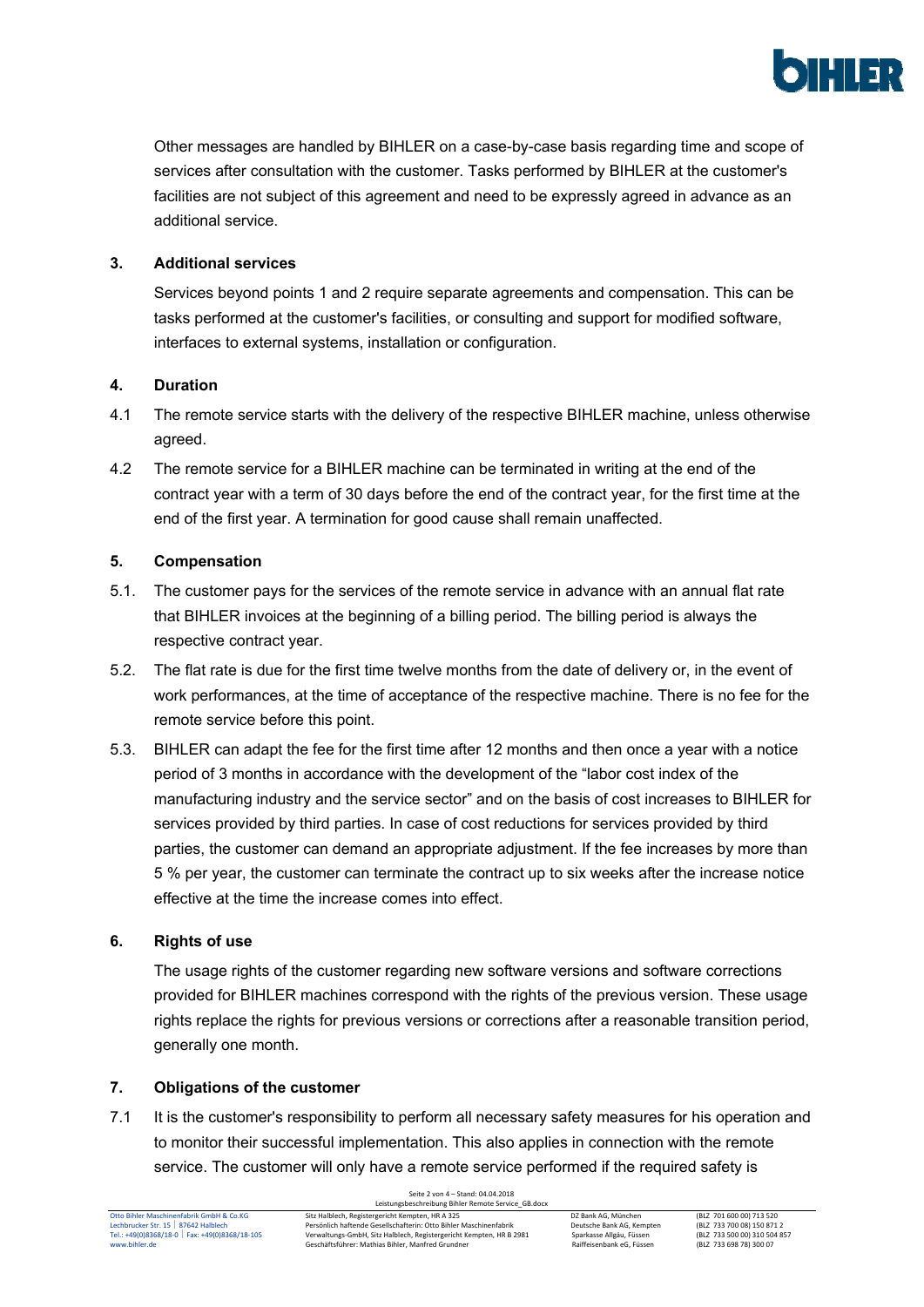Other messages are handled by BIHLER on a case-by-case basis regarding time and scope of services after consultation with the customer. Tasks performed by BIHLER at the customer's facilities are not subject of this agreement and need to be expressly agreed in advance as an additional service.

## 3. Additional services

Services beyond points 1 and 2 require separate agreements and compensation. This can be tasks performed at the customer's facilities, or consulting and support for modified software, interfaces to external systems, installation or configuration.

## 4. Duration

4.1 The remote service starts with the delivery of the respective BIHLER machine, unless otherwise agreed.

4.2 The remote service for a BIHLER machine can be terminated in writing at the end of the contract year with a term of 30 days before the end of the contract year, for the first time at the end of the first year. A termination for good cause shall remain unaffected.

## 5. Compensation

5.1. The customer pays for the services of the remote service in advance with an annual flat rate that BIHLER invoices at the beginning of a billing period. The billing period is always the respective contract year.

5.2. The flat rate is due for the first time twelve months from the date of delivery or, in the event of work performances, at the time of acceptance of the respective machine. There is no fee for the remote service before this point.

5.3. BIHLER can adapt the fee for the first time after 12 months and then once a year with a notice period of 3 months in accordance with the development of the "labor cost index of the manufacturing industry and the service sector" and on the basis of cost increases to BIHLER for services provided by third parties. In case of cost reductions for services provided by third parties, the customer can demand an appropriate adjustment. If the fee increases by more than 5 % per year, the customer can terminate the contract up to six weeks after the increase notice effective at the time the increase comes into effect.

## 6. Rights of use

The usage rights of the customer regarding new software versions and software corrections provided for BIHLER machines correspond with the rights of the previous version. These usage rights replace the rights for previous versions or corrections after a reasonable transition period, generally one month.

## 7. Obligations of the customer

7.1 It is the customer's responsibility to perform all necessary safety measures for his operation and to monitor their successful implementation. This also applies in connection with the remote service. The customer will only have a remote service performed if the required safety is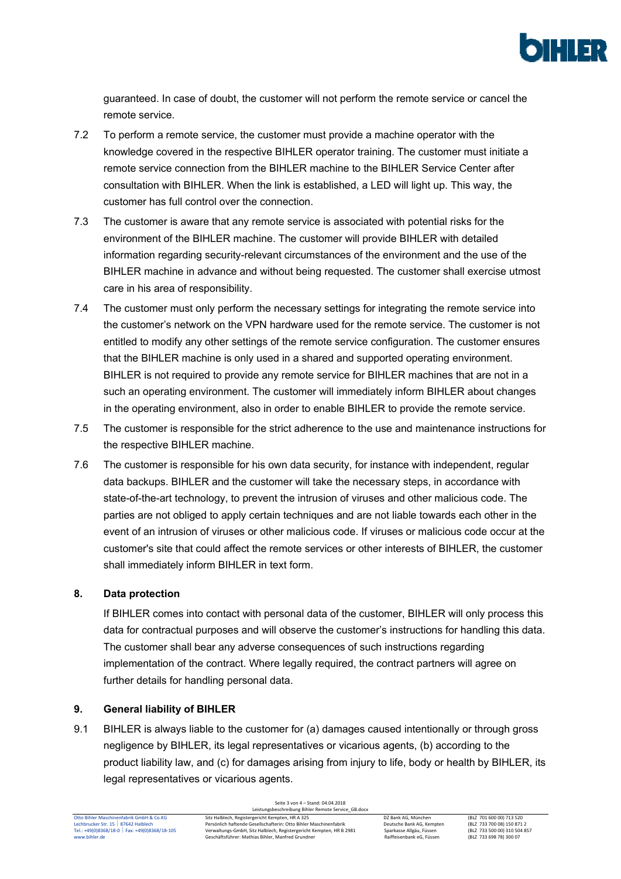guaranteed. In case of doubt, the customer will not perform the remote service or cancel the remote service.

7.2 To perform a remote service, the customer must provide a machine operator with the knowledge covered in the respective BIHLER operator training. The customer must initiate a remote service connection from the BIHLER machine to the BIHLER Service Center after consultation with BIHLER. When the link is established, a LED will light up. This way, the customer has full control over the connection.

7.3 The customer is aware that any remote service is associated with potential risks for the environment of the BIHLER machine. The customer will provide BIHLER with detailed information regarding security-relevant circumstances of the environment and the use of the BIHLER machine in advance and without being requested. The customer shall exercise utmost care in his area of responsibility.

7.4 The customer must only perform the necessary settings for integrating the remote service into the customer's network on the VPN hardware used for the remote service. The customer is not entitled to modify any other settings of the remote service configuration. The customer ensures that the BIHLER machine is only used in a shared and supported operating environment. BIHLER is not required to provide any remote service for BIHLER machines that are not in a such an operating environment. The customer will immediately inform BIHLER about changes in the operating environment, also in order to enable BIHLER to provide the remote service.

7.5 The customer is responsible for the strict adherence to the use and maintenance instructions for the respective BIHLER machine.

7.6 The customer is responsible for his own data security, for instance with independent, regular data backups. BIHLER and the customer will take the necessary steps, in accordance with state-of-the-art technology, to prevent the intrusion of viruses and other malicious code. The parties are not obliged to apply certain techniques and are not liable towards each other in the event of an intrusion of viruses or other malicious code. If viruses or malicious code occur at the customer's site that could affect the remote services or other interests of BIHLER, the customer shall immediately inform BIHLER in text form.

## 8. Data protection

If BIHLER comes into contact with personal data of the customer, BIHLER will only process this data for contractual purposes and will observe the customer's instructions for handling this data. The customer shall bear any adverse consequences of such instructions regarding implementation of the contract. Where legally required, the contract partners will agree on further details for handling personal data.

## 9. General liability of BIHLER

9.1 BIHLER is always liable to the customer for (a) damages caused intentionally or through gross negligence by BIHLER, its legal representatives or vicarious agents, (b) according to the product liability law, and (c) for damages arising from injury to life, body or health by BIHLER, its legal representatives or vicarious agents.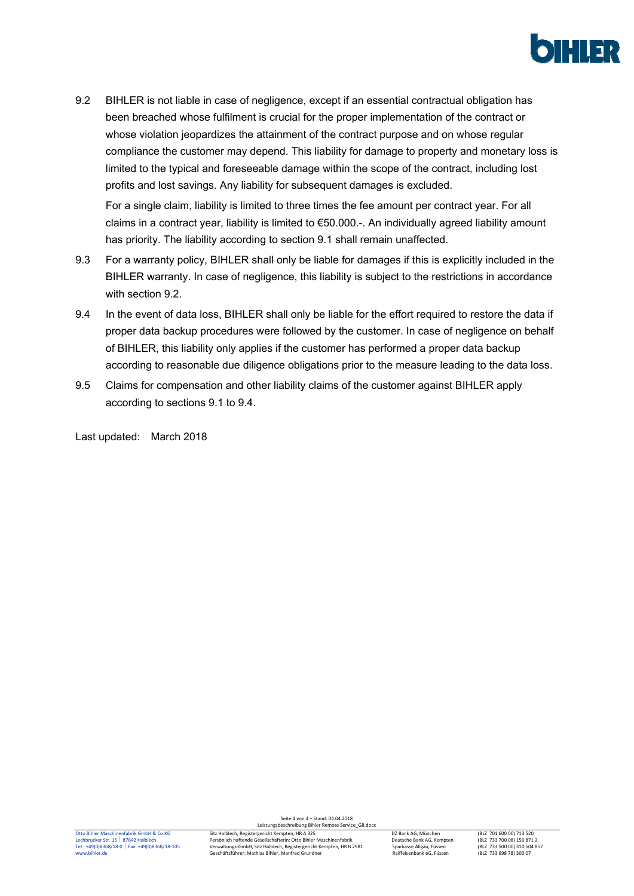9.2 BIHLER is not liable in case of negligence, except if an essential contractual obligation has been breached whose fulfilment is crucial for the proper implementation of the contract or whose violation jeopardizes the attainment of the contract purpose and on whose regular compliance the customer may depend. This liability for damage to property and monetary loss is limited to the typical and foreseeable damage within the scope of the contract, including lost profits and lost savings. Any liability for subsequent damages is excluded.

    For a single claim, liability is limited to three times the fee amount per contract year. For all claims in a contract year, liability is limited to €50.000.-. An individually agreed liability amount has priority. The liability according to section 9.1 shall remain unaffected.

9.3 For a warranty policy, BIHLER shall only be liable for damages if this is explicitly included in the BIHLER warranty. In case of negligence, this liability is subject to the restrictions in accordance with section 9.2.

9.4 In the event of data loss, BIHLER shall only be liable for the effort required to restore the data if proper data backup procedures were followed by the customer. In case of negligence on behalf of BIHLER, this liability only applies if the customer has performed a proper data backup according to reasonable due diligence obligations prior to the measure leading to the data loss.

9.5 Claims for compensation and other liability claims of the customer against BIHLER apply according to sections 9.1 to 9.4.

Last updated: March 2018